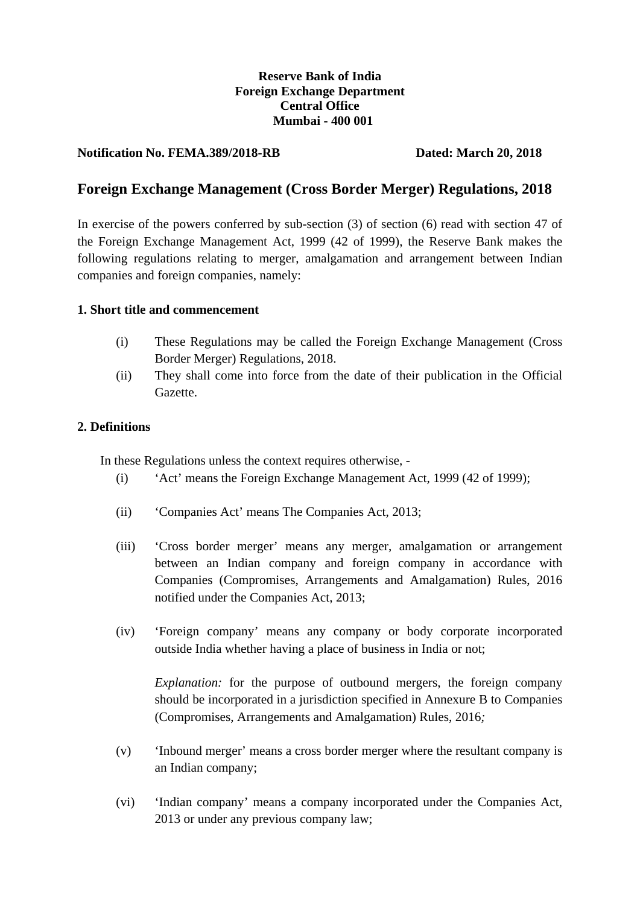**Reserve Bank of India**
**Foreign Exchange Department**
**Central Office**
**Mumbai - 400 001**

**Notification No. FEMA.389/2018-RB** **Dated: March 20, 2018**

# Foreign Exchange Management (Cross Border Merger) Regulations, 2018

In exercise of the powers conferred by sub-section (3) of section (6) read with section 47 of the Foreign Exchange Management Act, 1999 (42 of 1999), the Reserve Bank makes the following regulations relating to merger, amalgamation and arrangement between Indian companies and foreign companies, namely:

### 1. Short title and commencement

(i) These Regulations may be called the Foreign Exchange Management (Cross Border Merger) Regulations, 2018.

(ii) They shall come into force from the date of their publication in the Official Gazette.

### 2. Definitions

In these Regulations unless the context requires otherwise, -

(i) 'Act' means the Foreign Exchange Management Act, 1999 (42 of 1999);

(ii) 'Companies Act' means The Companies Act, 2013;

(iii) 'Cross border merger' means any merger, amalgamation or arrangement between an Indian company and foreign company in accordance with Companies (Compromises, Arrangements and Amalgamation) Rules, 2016 notified under the Companies Act, 2013;

(iv) 'Foreign company' means any company or body corporate incorporated outside India whether having a place of business in India or not;

*Explanation:* for the purpose of outbound mergers, the foreign company should be incorporated in a jurisdiction specified in Annexure B to Companies (Compromises, Arrangements and Amalgamation) Rules, 2016*;*

(v) 'Inbound merger' means a cross border merger where the resultant company is an Indian company;

(vi) 'Indian company' means a company incorporated under the Companies Act, 2013 or under any previous company law;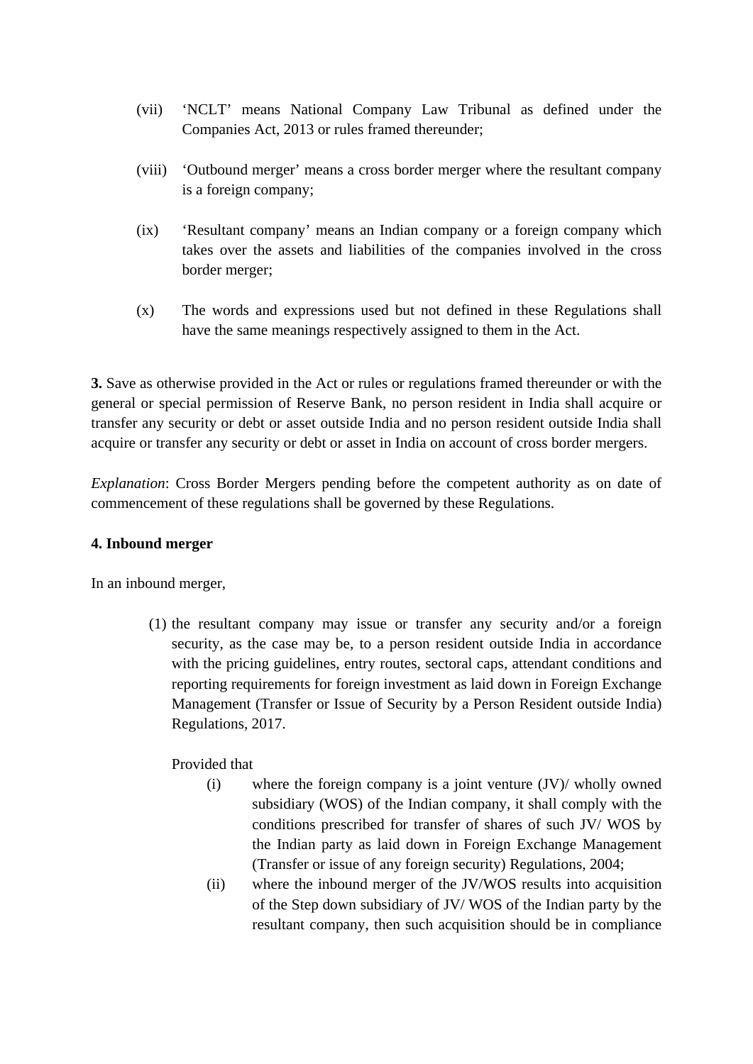(vii) 'NCLT' means National Company Law Tribunal as defined under the Companies Act, 2013 or rules framed thereunder;

(viii) 'Outbound merger' means a cross border merger where the resultant company is a foreign company;

(ix) 'Resultant company' means an Indian company or a foreign company which takes over the assets and liabilities of the companies involved in the cross border merger;

(x) The words and expressions used but not defined in these Regulations shall have the same meanings respectively assigned to them in the Act.

**3.** Save as otherwise provided in the Act or rules or regulations framed thereunder or with the general or special permission of Reserve Bank, no person resident in India shall acquire or transfer any security or debt or asset outside India and no person resident outside India shall acquire or transfer any security or debt or asset in India on account of cross border mergers.

*Explanation*: Cross Border Mergers pending before the competent authority as on date of commencement of these regulations shall be governed by these Regulations.

**4. Inbound merger**

In an inbound merger,

(1) the resultant company may issue or transfer any security and/or a foreign security, as the case may be, to a person resident outside India in accordance with the pricing guidelines, entry routes, sectoral caps, attendant conditions and reporting requirements for foreign investment as laid down in Foreign Exchange Management (Transfer or Issue of Security by a Person Resident outside India) Regulations, 2017.

Provided that

(i) where the foreign company is a joint venture (JV)/ wholly owned subsidiary (WOS) of the Indian company, it shall comply with the conditions prescribed for transfer of shares of such JV/ WOS by the Indian party as laid down in Foreign Exchange Management (Transfer or issue of any foreign security) Regulations, 2004;

(ii) where the inbound merger of the JV/WOS results into acquisition of the Step down subsidiary of JV/ WOS of the Indian party by the resultant company, then such acquisition should be in compliance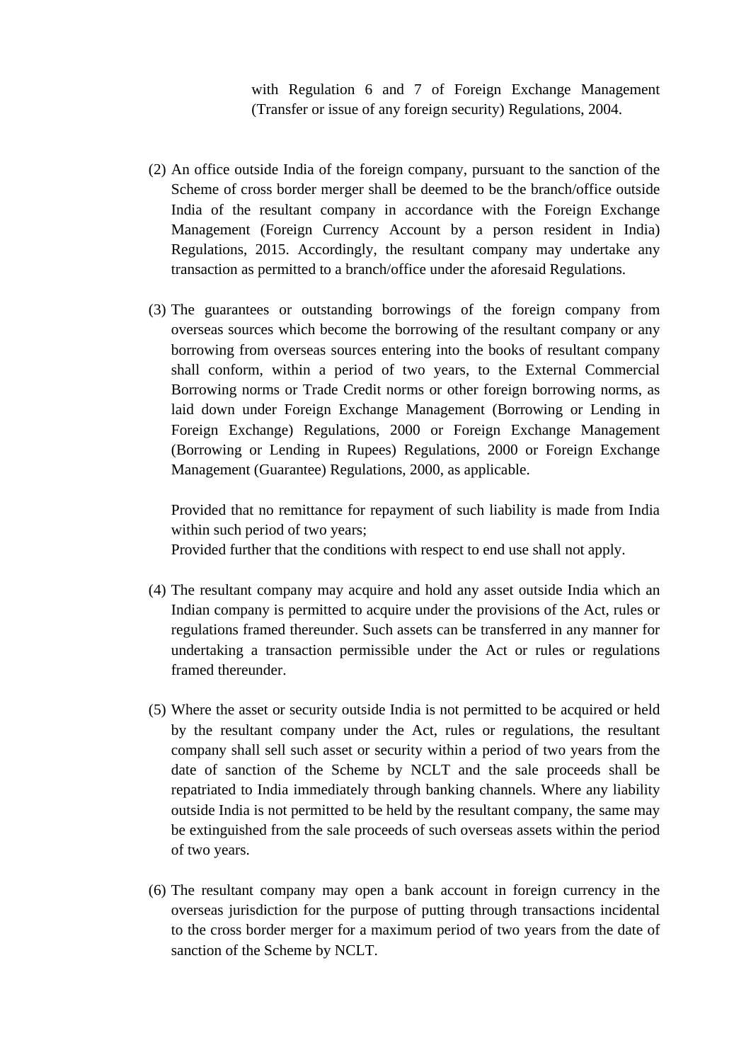with Regulation 6 and 7 of Foreign Exchange Management (Transfer or issue of any foreign security) Regulations, 2004.

(2) An office outside India of the foreign company, pursuant to the sanction of the Scheme of cross border merger shall be deemed to be the branch/office outside India of the resultant company in accordance with the Foreign Exchange Management (Foreign Currency Account by a person resident in India) Regulations, 2015. Accordingly, the resultant company may undertake any transaction as permitted to a branch/office under the aforesaid Regulations.

(3) The guarantees or outstanding borrowings of the foreign company from overseas sources which become the borrowing of the resultant company or any borrowing from overseas sources entering into the books of resultant company shall conform, within a period of two years, to the External Commercial Borrowing norms or Trade Credit norms or other foreign borrowing norms, as laid down under Foreign Exchange Management (Borrowing or Lending in Foreign Exchange) Regulations, 2000 or Foreign Exchange Management (Borrowing or Lending in Rupees) Regulations, 2000 or Foreign Exchange Management (Guarantee) Regulations, 2000, as applicable.

Provided that no remittance for repayment of such liability is made from India within such period of two years;
Provided further that the conditions with respect to end use shall not apply.

(4) The resultant company may acquire and hold any asset outside India which an Indian company is permitted to acquire under the provisions of the Act, rules or regulations framed thereunder. Such assets can be transferred in any manner for undertaking a transaction permissible under the Act or rules or regulations framed thereunder.

(5) Where the asset or security outside India is not permitted to be acquired or held by the resultant company under the Act, rules or regulations, the resultant company shall sell such asset or security within a period of two years from the date of sanction of the Scheme by NCLT and the sale proceeds shall be repatriated to India immediately through banking channels. Where any liability outside India is not permitted to be held by the resultant company, the same may be extinguished from the sale proceeds of such overseas assets within the period of two years.

(6) The resultant company may open a bank account in foreign currency in the overseas jurisdiction for the purpose of putting through transactions incidental to the cross border merger for a maximum period of two years from the date of sanction of the Scheme by NCLT.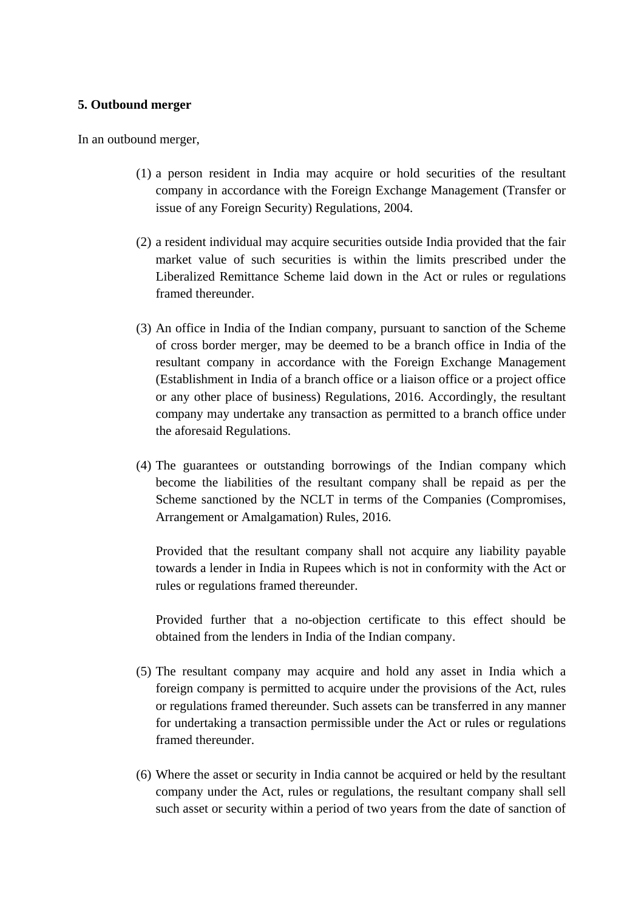**5. Outbound merger**

In an outbound merger,

(1) a person resident in India may acquire or hold securities of the resultant company in accordance with the Foreign Exchange Management (Transfer or issue of any Foreign Security) Regulations, 2004.

(2) a resident individual may acquire securities outside India provided that the fair market value of such securities is within the limits prescribed under the Liberalized Remittance Scheme laid down in the Act or rules or regulations framed thereunder.

(3) An office in India of the Indian company, pursuant to sanction of the Scheme of cross border merger, may be deemed to be a branch office in India of the resultant company in accordance with the Foreign Exchange Management (Establishment in India of a branch office or a liaison office or a project office or any other place of business) Regulations, 2016. Accordingly, the resultant company may undertake any transaction as permitted to a branch office under the aforesaid Regulations.

(4) The guarantees or outstanding borrowings of the Indian company which become the liabilities of the resultant company shall be repaid as per the Scheme sanctioned by the NCLT in terms of the Companies (Compromises, Arrangement or Amalgamation) Rules, 2016.

    Provided that the resultant company shall not acquire any liability payable towards a lender in India in Rupees which is not in conformity with the Act or rules or regulations framed thereunder.

    Provided further that a no-objection certificate to this effect should be obtained from the lenders in India of the Indian company.

(5) The resultant company may acquire and hold any asset in India which a foreign company is permitted to acquire under the provisions of the Act, rules or regulations framed thereunder. Such assets can be transferred in any manner for undertaking a transaction permissible under the Act or rules or regulations framed thereunder.

(6) Where the asset or security in India cannot be acquired or held by the resultant company under the Act, rules or regulations, the resultant company shall sell such asset or security within a period of two years from the date of sanction of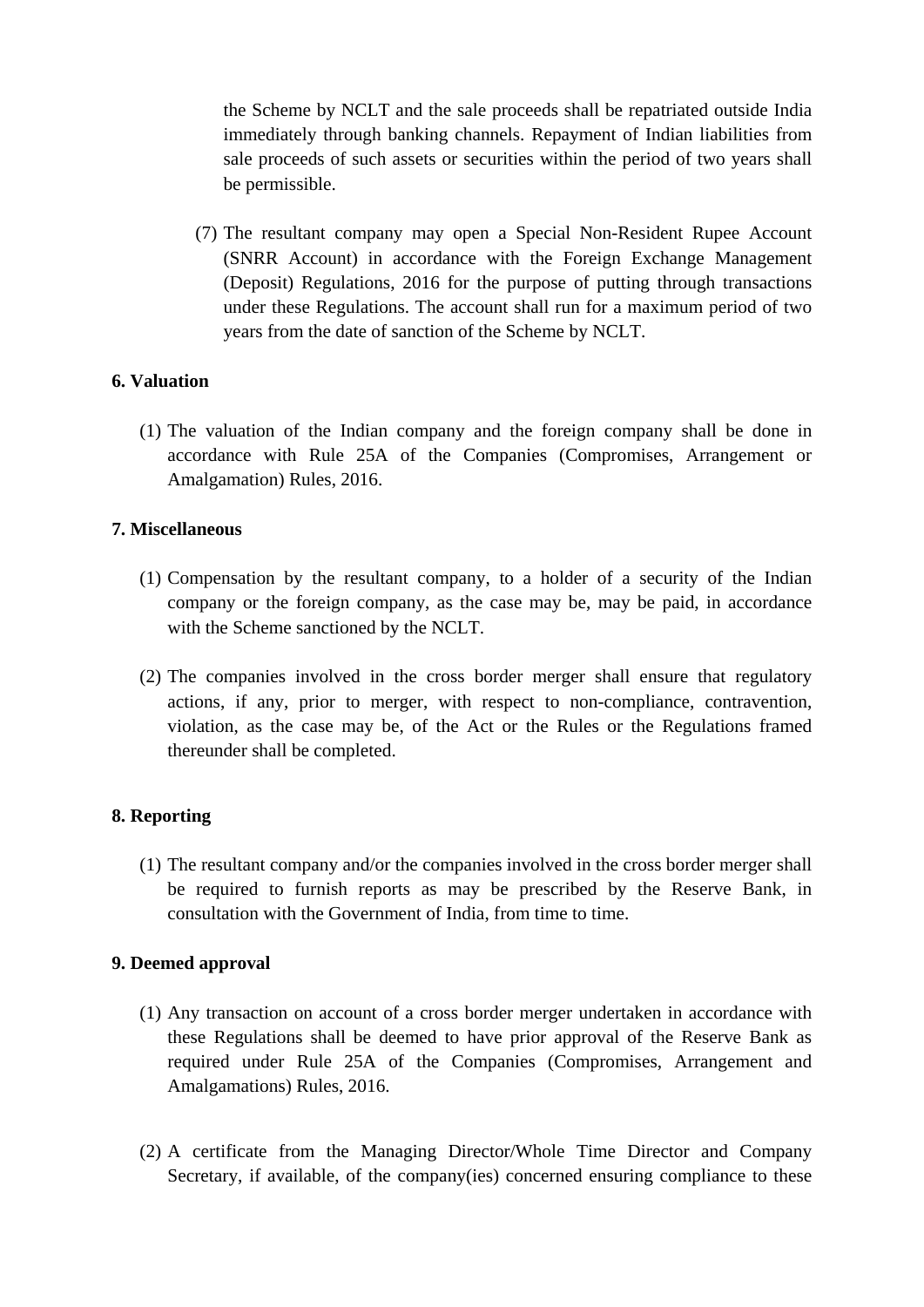the Scheme by NCLT and the sale proceeds shall be repatriated outside India immediately through banking channels. Repayment of Indian liabilities from sale proceeds of such assets or securities within the period of two years shall be permissible.

(7) The resultant company may open a Special Non-Resident Rupee Account (SNRR Account) in accordance with the Foreign Exchange Management (Deposit) Regulations, 2016 for the purpose of putting through transactions under these Regulations. The account shall run for a maximum period of two years from the date of sanction of the Scheme by NCLT.

**6. Valuation**

(1) The valuation of the Indian company and the foreign company shall be done in accordance with Rule 25A of the Companies (Compromises, Arrangement or Amalgamation) Rules, 2016.

**7. Miscellaneous**

(1) Compensation by the resultant company, to a holder of a security of the Indian company or the foreign company, as the case may be, may be paid, in accordance with the Scheme sanctioned by the NCLT.

(2) The companies involved in the cross border merger shall ensure that regulatory actions, if any, prior to merger, with respect to non-compliance, contravention, violation, as the case may be, of the Act or the Rules or the Regulations framed thereunder shall be completed.

**8. Reporting**

(1) The resultant company and/or the companies involved in the cross border merger shall be required to furnish reports as may be prescribed by the Reserve Bank, in consultation with the Government of India, from time to time.

**9. Deemed approval**

(1) Any transaction on account of a cross border merger undertaken in accordance with these Regulations shall be deemed to have prior approval of the Reserve Bank as required under Rule 25A of the Companies (Compromises, Arrangement and Amalgamations) Rules, 2016.

(2) A certificate from the Managing Director/Whole Time Director and Company Secretary, if available, of the company(ies) concerned ensuring compliance to these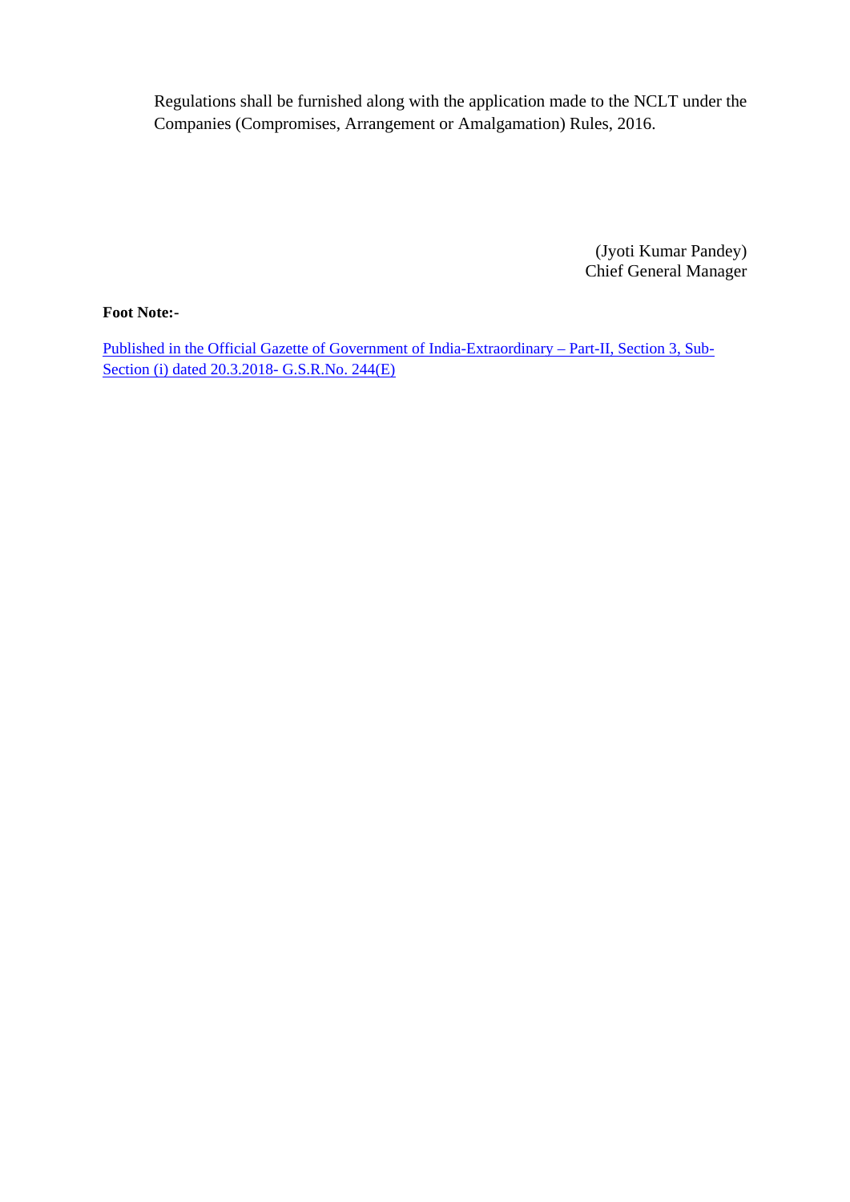Regulations shall be furnished along with the application made to the NCLT under the Companies (Compromises, Arrangement or Amalgamation) Rules, 2016.

(Jyoti Kumar Pandey)
Chief General Manager

**Foot Note:-**

Published in the Official Gazette of Government of India-Extraordinary – Part-II, Section 3, Sub-Section (i) dated 20.3.2018- G.S.R.No. 244(E)